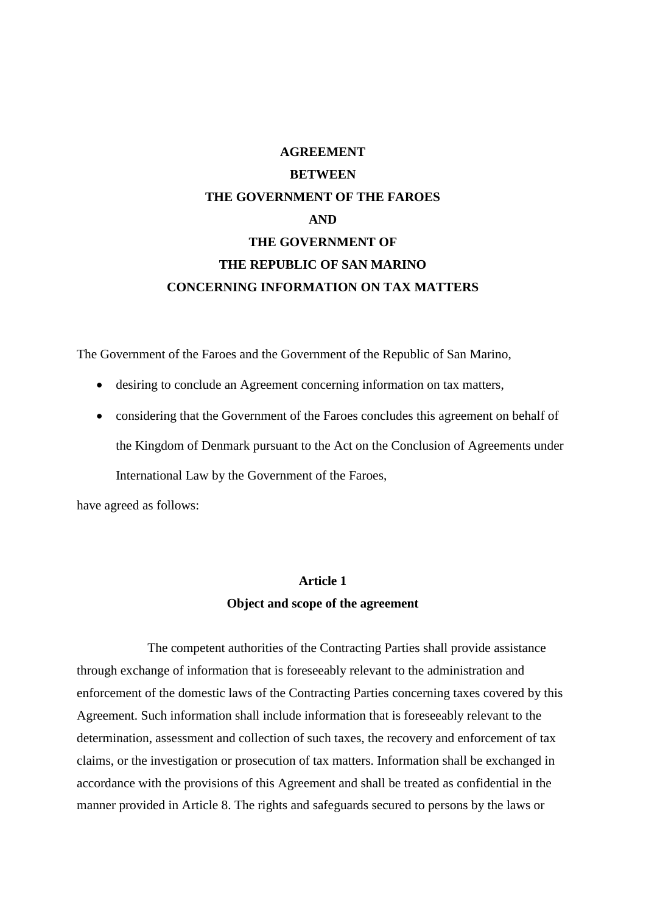# AGREEMENT
# BETWEEN
# THE GOVERNMENT OF THE FAROES
# AND
# THE GOVERNMENT OF
# THE REPUBLIC OF SAN MARINO
# CONCERNING INFORMATION ON TAX MATTERS

The Government of the Faroes and the Government of the Republic of San Marino,

- desiring to conclude an Agreement concerning information on tax matters,
- considering that the Government of the Faroes concludes this agreement on behalf of the Kingdom of Denmark pursuant to the Act on the Conclusion of Agreements under International Law by the Government of the Faroes,

have agreed as follows:

## Article 1
## Object and scope of the agreement

The competent authorities of the Contracting Parties shall provide assistance through exchange of information that is foreseeably relevant to the administration and enforcement of the domestic laws of the Contracting Parties concerning taxes covered by this Agreement. Such information shall include information that is foreseeably relevant to the determination, assessment and collection of such taxes, the recovery and enforcement of tax claims, or the investigation or prosecution of tax matters. Information shall be exchanged in accordance with the provisions of this Agreement and shall be treated as confidential in the manner provided in Article 8. The rights and safeguards secured to persons by the laws or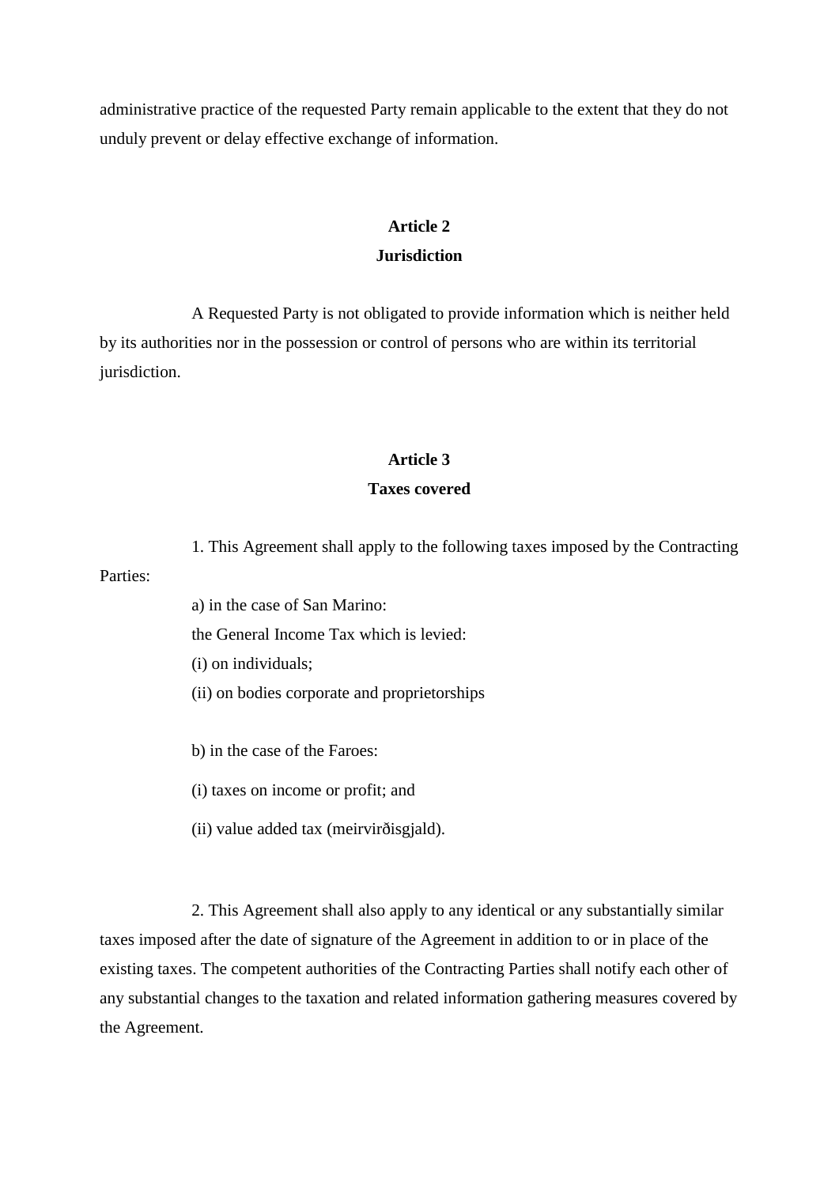administrative practice of the requested Party remain applicable to the extent that they do not unduly prevent or delay effective exchange of information.

## Article 2
## Jurisdiction

A Requested Party is not obligated to provide information which is neither held by its authorities nor in the possession or control of persons who are within its territorial jurisdiction.

## Article 3
## Taxes covered

1. This Agreement shall apply to the following taxes imposed by the Contracting Parties:

a) in the case of San Marino:
the General Income Tax which is levied:
(i) on individuals;
(ii) on bodies corporate and proprietorships

b) in the case of the Faroes:

(i) taxes on income or profit; and

(ii) value added tax (meirvirðisgjald).

2. This Agreement shall also apply to any identical or any substantially similar taxes imposed after the date of signature of the Agreement in addition to or in place of the existing taxes. The competent authorities of the Contracting Parties shall notify each other of any substantial changes to the taxation and related information gathering measures covered by the Agreement.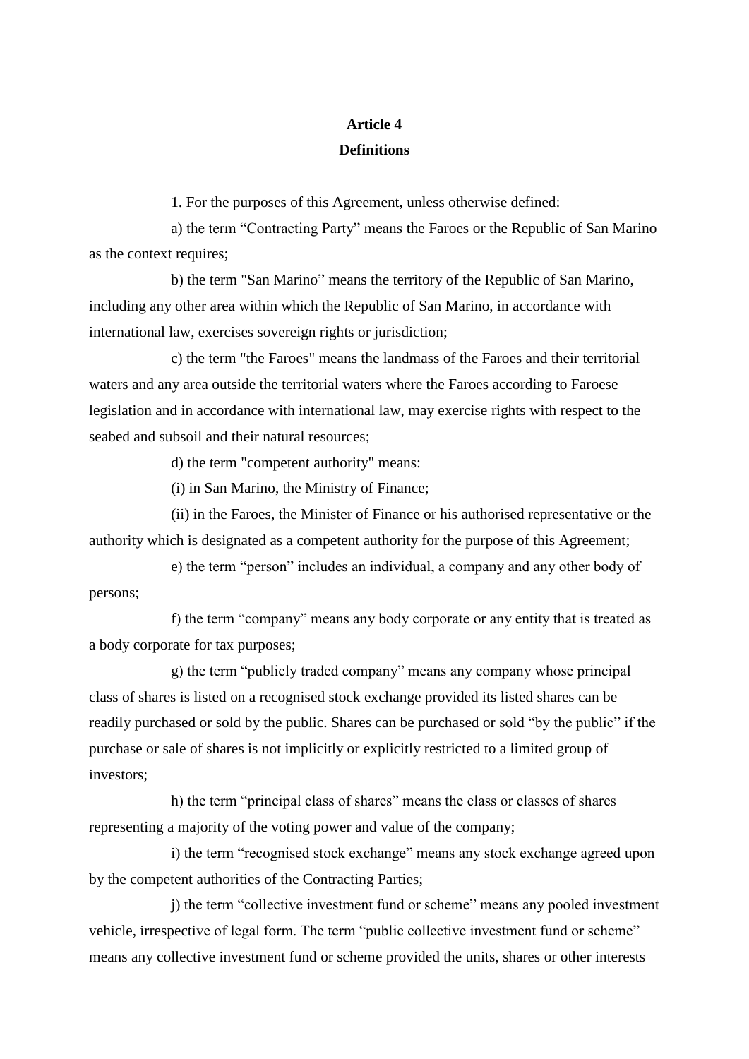**Article 4**
**Definitions**

1. For the purposes of this Agreement, unless otherwise defined:

a) the term “Contracting Party” means the Faroes or the Republic of San Marino as the context requires;

b) the term "San Marino” means the territory of the Republic of San Marino, including any other area within which the Republic of San Marino, in accordance with international law, exercises sovereign rights or jurisdiction;

c) the term "the Faroes" means the landmass of the Faroes and their territorial waters and any area outside the territorial waters where the Faroes according to Faroese legislation and in accordance with international law, may exercise rights with respect to the seabed and subsoil and their natural resources;

d) the term "competent authority" means:

(i) in San Marino, the Ministry of Finance;

(ii) in the Faroes, the Minister of Finance or his authorised representative or the authority which is designated as a competent authority for the purpose of this Agreement;

e) the term “person” includes an individual, a company and any other body of persons;

f) the term “company” means any body corporate or any entity that is treated as a body corporate for tax purposes;

g) the term “publicly traded company” means any company whose principal class of shares is listed on a recognised stock exchange provided its listed shares can be readily purchased or sold by the public. Shares can be purchased or sold “by the public” if the purchase or sale of shares is not implicitly or explicitly restricted to a limited group of investors;

h) the term “principal class of shares” means the class or classes of shares representing a majority of the voting power and value of the company;

i) the term “recognised stock exchange” means any stock exchange agreed upon by the competent authorities of the Contracting Parties;

j) the term “collective investment fund or scheme” means any pooled investment vehicle, irrespective of legal form. The term “public collective investment fund or scheme” means any collective investment fund or scheme provided the units, shares or other interests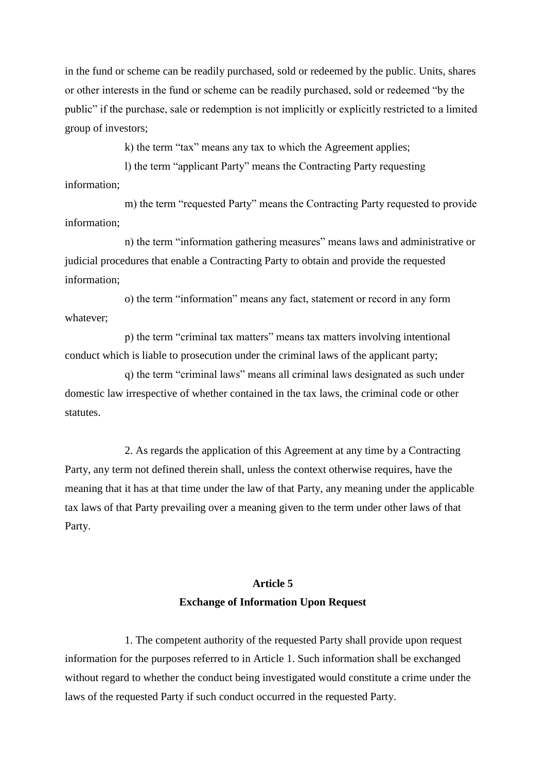in the fund or scheme can be readily purchased, sold or redeemed by the public. Units, shares or other interests in the fund or scheme can be readily purchased, sold or redeemed "by the public" if the purchase, sale or redemption is not implicitly or explicitly restricted to a limited group of investors;

k) the term "tax" means any tax to which the Agreement applies;

l) the term "applicant Party" means the Contracting Party requesting information;

m) the term "requested Party" means the Contracting Party requested to provide information;

n) the term "information gathering measures" means laws and administrative or judicial procedures that enable a Contracting Party to obtain and provide the requested information;

o) the term "information" means any fact, statement or record in any form whatever;

p) the term "criminal tax matters" means tax matters involving intentional conduct which is liable to prosecution under the criminal laws of the applicant party;

q) the term "criminal laws" means all criminal laws designated as such under domestic law irrespective of whether contained in the tax laws, the criminal code or other statutes.

2. As regards the application of this Agreement at any time by a Contracting Party, any term not defined therein shall, unless the context otherwise requires, have the meaning that it has at that time under the law of that Party, any meaning under the applicable tax laws of that Party prevailing over a meaning given to the term under other laws of that Party.

## Article 5
## Exchange of Information Upon Request

1. The competent authority of the requested Party shall provide upon request information for the purposes referred to in Article 1. Such information shall be exchanged without regard to whether the conduct being investigated would constitute a crime under the laws of the requested Party if such conduct occurred in the requested Party.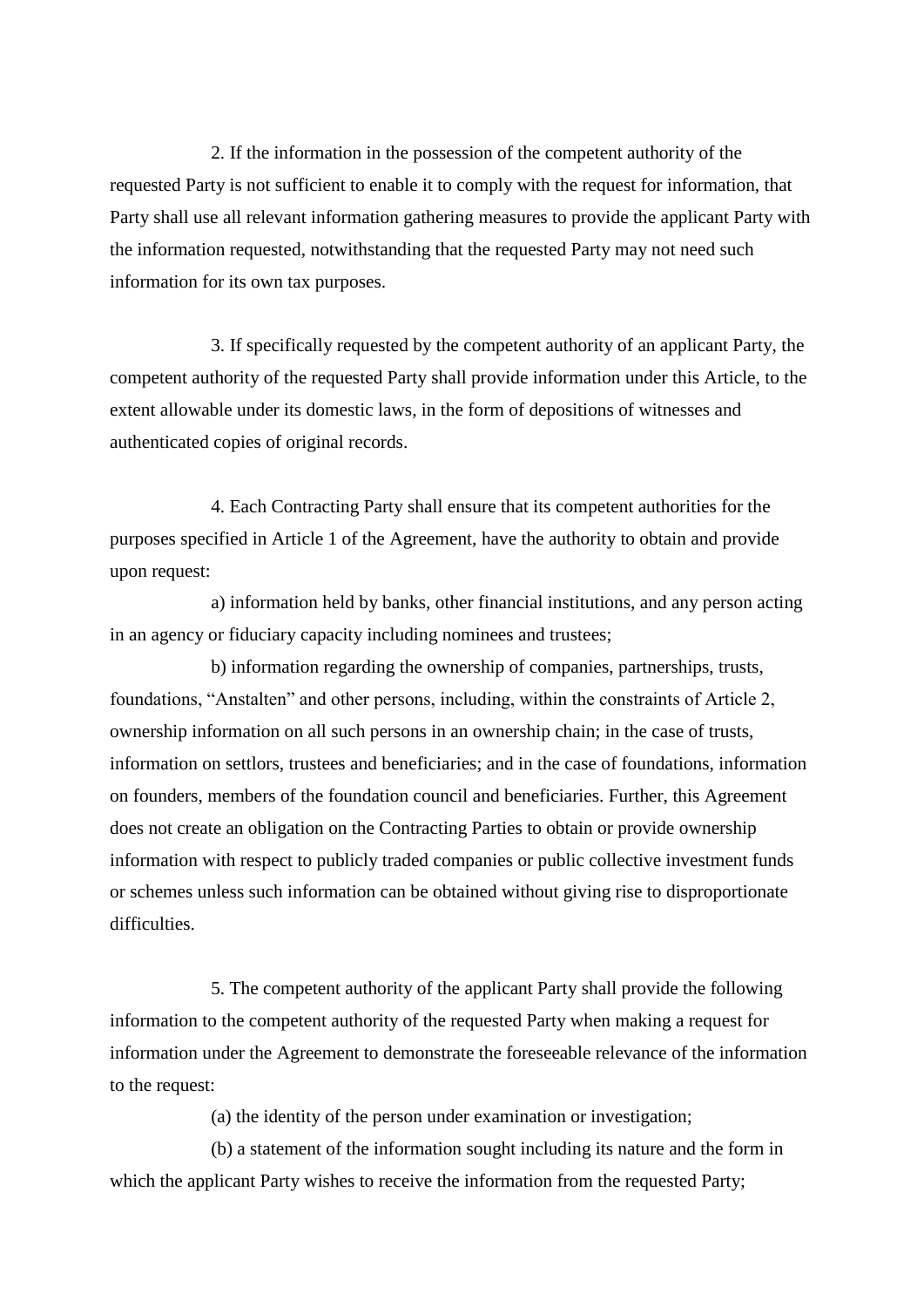2. If the information in the possession of the competent authority of the requested Party is not sufficient to enable it to comply with the request for information, that Party shall use all relevant information gathering measures to provide the applicant Party with the information requested, notwithstanding that the requested Party may not need such information for its own tax purposes.

3. If specifically requested by the competent authority of an applicant Party, the competent authority of the requested Party shall provide information under this Article, to the extent allowable under its domestic laws, in the form of depositions of witnesses and authenticated copies of original records.

4. Each Contracting Party shall ensure that its competent authorities for the purposes specified in Article 1 of the Agreement, have the authority to obtain and provide upon request:

a) information held by banks, other financial institutions, and any person acting in an agency or fiduciary capacity including nominees and trustees;

b) information regarding the ownership of companies, partnerships, trusts, foundations, “Anstalten” and other persons, including, within the constraints of Article 2, ownership information on all such persons in an ownership chain; in the case of trusts, information on settlors, trustees and beneficiaries; and in the case of foundations, information on founders, members of the foundation council and beneficiaries. Further, this Agreement does not create an obligation on the Contracting Parties to obtain or provide ownership information with respect to publicly traded companies or public collective investment funds or schemes unless such information can be obtained without giving rise to disproportionate difficulties.

5. The competent authority of the applicant Party shall provide the following information to the competent authority of the requested Party when making a request for information under the Agreement to demonstrate the foreseeable relevance of the information to the request:

(a) the identity of the person under examination or investigation;

(b) a statement of the information sought including its nature and the form in which the applicant Party wishes to receive the information from the requested Party;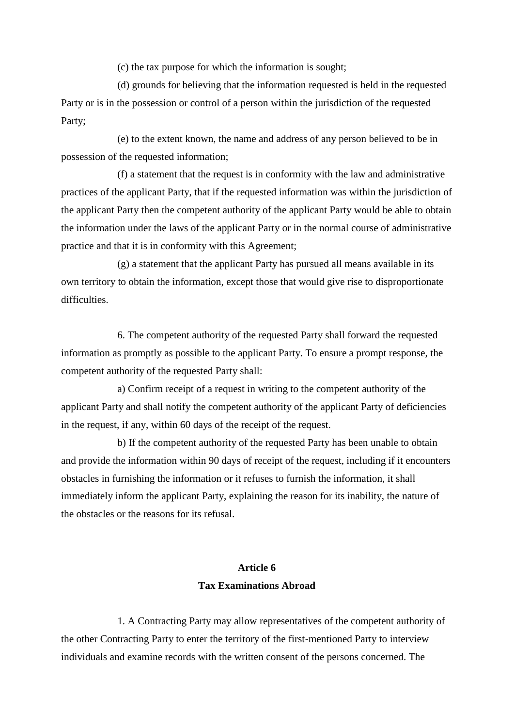(c) the tax purpose for which the information is sought;

(d) grounds for believing that the information requested is held in the requested Party or is in the possession or control of a person within the jurisdiction of the requested Party;

(e) to the extent known, the name and address of any person believed to be in possession of the requested information;

(f) a statement that the request is in conformity with the law and administrative practices of the applicant Party, that if the requested information was within the jurisdiction of the applicant Party then the competent authority of the applicant Party would be able to obtain the information under the laws of the applicant Party or in the normal course of administrative practice and that it is in conformity with this Agreement;

(g) a statement that the applicant Party has pursued all means available in its own territory to obtain the information, except those that would give rise to disproportionate difficulties.

6. The competent authority of the requested Party shall forward the requested information as promptly as possible to the applicant Party. To ensure a prompt response, the competent authority of the requested Party shall:

a) Confirm receipt of a request in writing to the competent authority of the applicant Party and shall notify the competent authority of the applicant Party of deficiencies in the request, if any, within 60 days of the receipt of the request.

b) If the competent authority of the requested Party has been unable to obtain and provide the information within 90 days of receipt of the request, including if it encounters obstacles in furnishing the information or it refuses to furnish the information, it shall immediately inform the applicant Party, explaining the reason for its inability, the nature of the obstacles or the reasons for its refusal.

## Article 6
## Tax Examinations Abroad

1. A Contracting Party may allow representatives of the competent authority of the other Contracting Party to enter the territory of the first-mentioned Party to interview individuals and examine records with the written consent of the persons concerned. The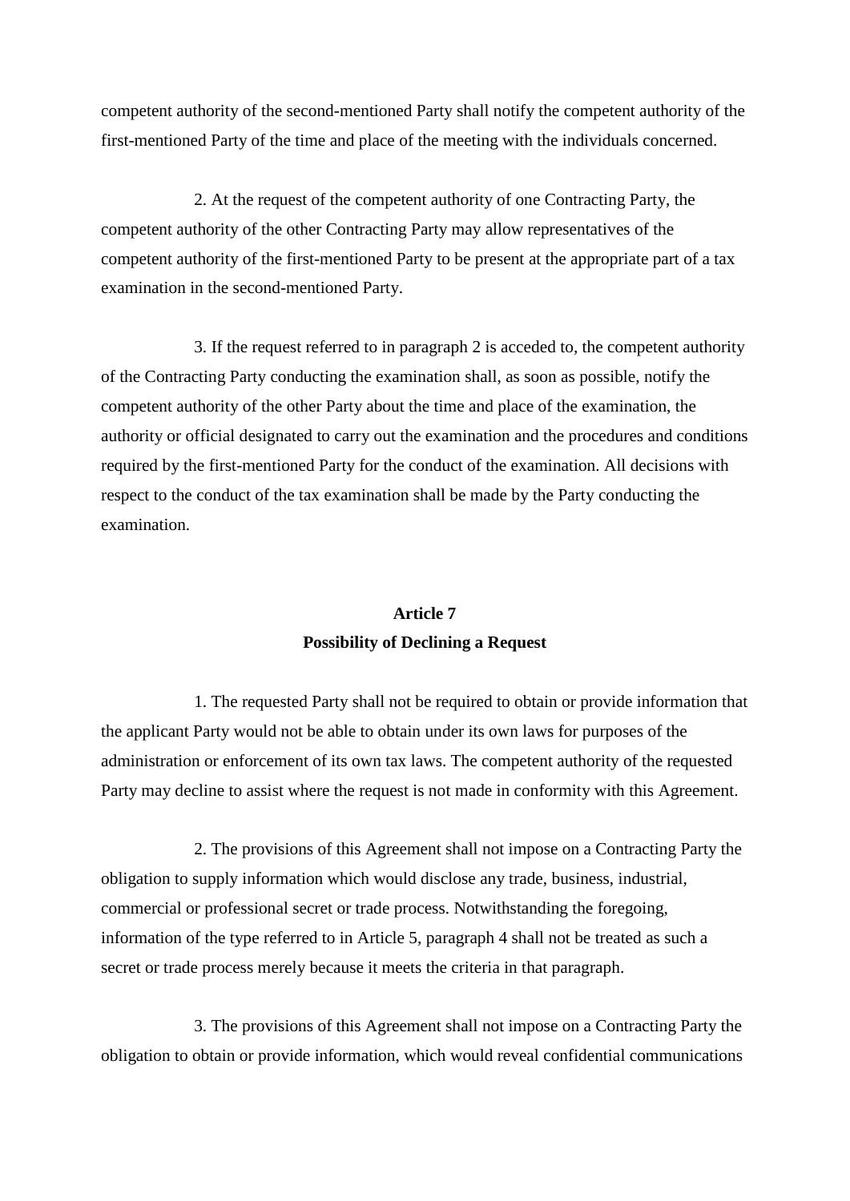competent authority of the second-mentioned Party shall notify the competent authority of the first-mentioned Party of the time and place of the meeting with the individuals concerned.

2. At the request of the competent authority of one Contracting Party, the competent authority of the other Contracting Party may allow representatives of the competent authority of the first-mentioned Party to be present at the appropriate part of a tax examination in the second-mentioned Party.

3. If the request referred to in paragraph 2 is acceded to, the competent authority of the Contracting Party conducting the examination shall, as soon as possible, notify the competent authority of the other Party about the time and place of the examination, the authority or official designated to carry out the examination and the procedures and conditions required by the first-mentioned Party for the conduct of the examination. All decisions with respect to the conduct of the tax examination shall be made by the Party conducting the examination.

## Article 7
## Possibility of Declining a Request

1. The requested Party shall not be required to obtain or provide information that the applicant Party would not be able to obtain under its own laws for purposes of the administration or enforcement of its own tax laws. The competent authority of the requested Party may decline to assist where the request is not made in conformity with this Agreement.

2. The provisions of this Agreement shall not impose on a Contracting Party the obligation to supply information which would disclose any trade, business, industrial, commercial or professional secret or trade process. Notwithstanding the foregoing, information of the type referred to in Article 5, paragraph 4 shall not be treated as such a secret or trade process merely because it meets the criteria in that paragraph.

3. The provisions of this Agreement shall not impose on a Contracting Party the obligation to obtain or provide information, which would reveal confidential communications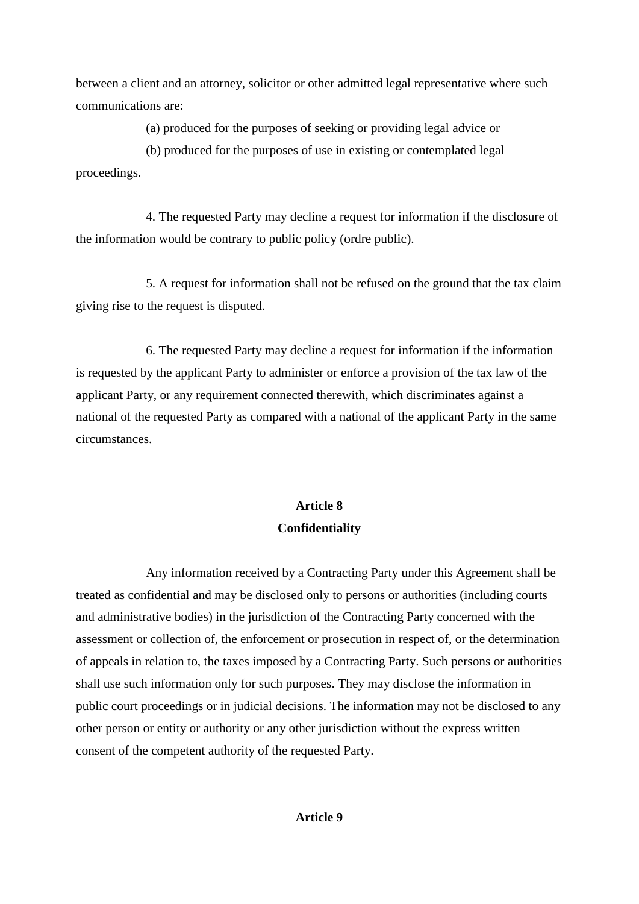between a client and an attorney, solicitor or other admitted legal representative where such communications are:

(a) produced for the purposes of seeking or providing legal advice or

(b) produced for the purposes of use in existing or contemplated legal proceedings.

4. The requested Party may decline a request for information if the disclosure of the information would be contrary to public policy (ordre public).

5. A request for information shall not be refused on the ground that the tax claim giving rise to the request is disputed.

6. The requested Party may decline a request for information if the information is requested by the applicant Party to administer or enforce a provision of the tax law of the applicant Party, or any requirement connected therewith, which discriminates against a national of the requested Party as compared with a national of the applicant Party in the same circumstances.

**Article 8**
**Confidentiality**

Any information received by a Contracting Party under this Agreement shall be treated as confidential and may be disclosed only to persons or authorities (including courts and administrative bodies) in the jurisdiction of the Contracting Party concerned with the assessment or collection of, the enforcement or prosecution in respect of, or the determination of appeals in relation to, the taxes imposed by a Contracting Party. Such persons or authorities shall use such information only for such purposes. They may disclose the information in public court proceedings or in judicial decisions. The information may not be disclosed to any other person or entity or authority or any other jurisdiction without the express written consent of the competent authority of the requested Party.

**Article 9**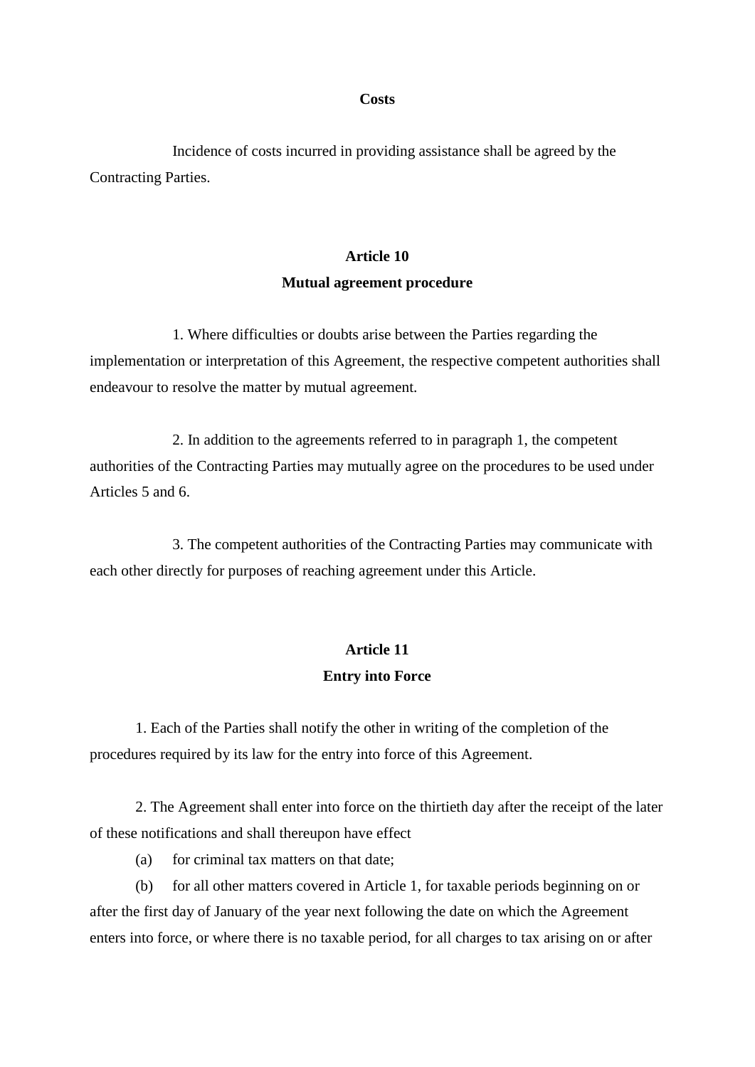**Costs**

Incidence of costs incurred in providing assistance shall be agreed by the Contracting Parties.

## Article 10
## Mutual agreement procedure

1. Where difficulties or doubts arise between the Parties regarding the implementation or interpretation of this Agreement, the respective competent authorities shall endeavour to resolve the matter by mutual agreement.

2. In addition to the agreements referred to in paragraph 1, the competent authorities of the Contracting Parties may mutually agree on the procedures to be used under Articles 5 and 6.

3. The competent authorities of the Contracting Parties may communicate with each other directly for purposes of reaching agreement under this Article.

## Article 11
## Entry into Force

1. Each of the Parties shall notify the other in writing of the completion of the procedures required by its law for the entry into force of this Agreement.

2. The Agreement shall enter into force on the thirtieth day after the receipt of the later of these notifications and shall thereupon have effect

(a) for criminal tax matters on that date;

(b) for all other matters covered in Article 1, for taxable periods beginning on or after the first day of January of the year next following the date on which the Agreement enters into force, or where there is no taxable period, for all charges to tax arising on or after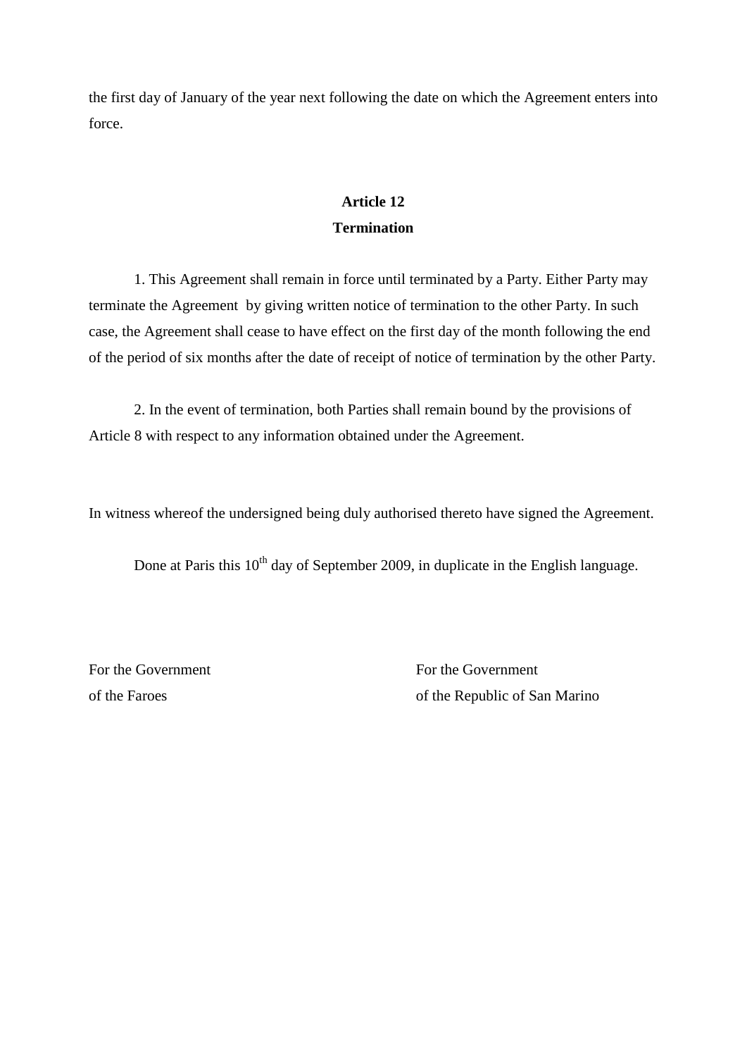the first day of January of the year next following the date on which the Agreement enters into force.

**Article 12**
**Termination**

1. This Agreement shall remain in force until terminated by a Party. Either Party may terminate the Agreement by giving written notice of termination to the other Party. In such case, the Agreement shall cease to have effect on the first day of the month following the end of the period of six months after the date of receipt of notice of termination by the other Party.

2. In the event of termination, both Parties shall remain bound by the provisions of Article 8 with respect to any information obtained under the Agreement.

In witness whereof the undersigned being duly authorised thereto have signed the Agreement.

Done at Paris this 10th day of September 2009, in duplicate in the English language.

For the Government
of the Faroes

For the Government
of the Republic of San Marino